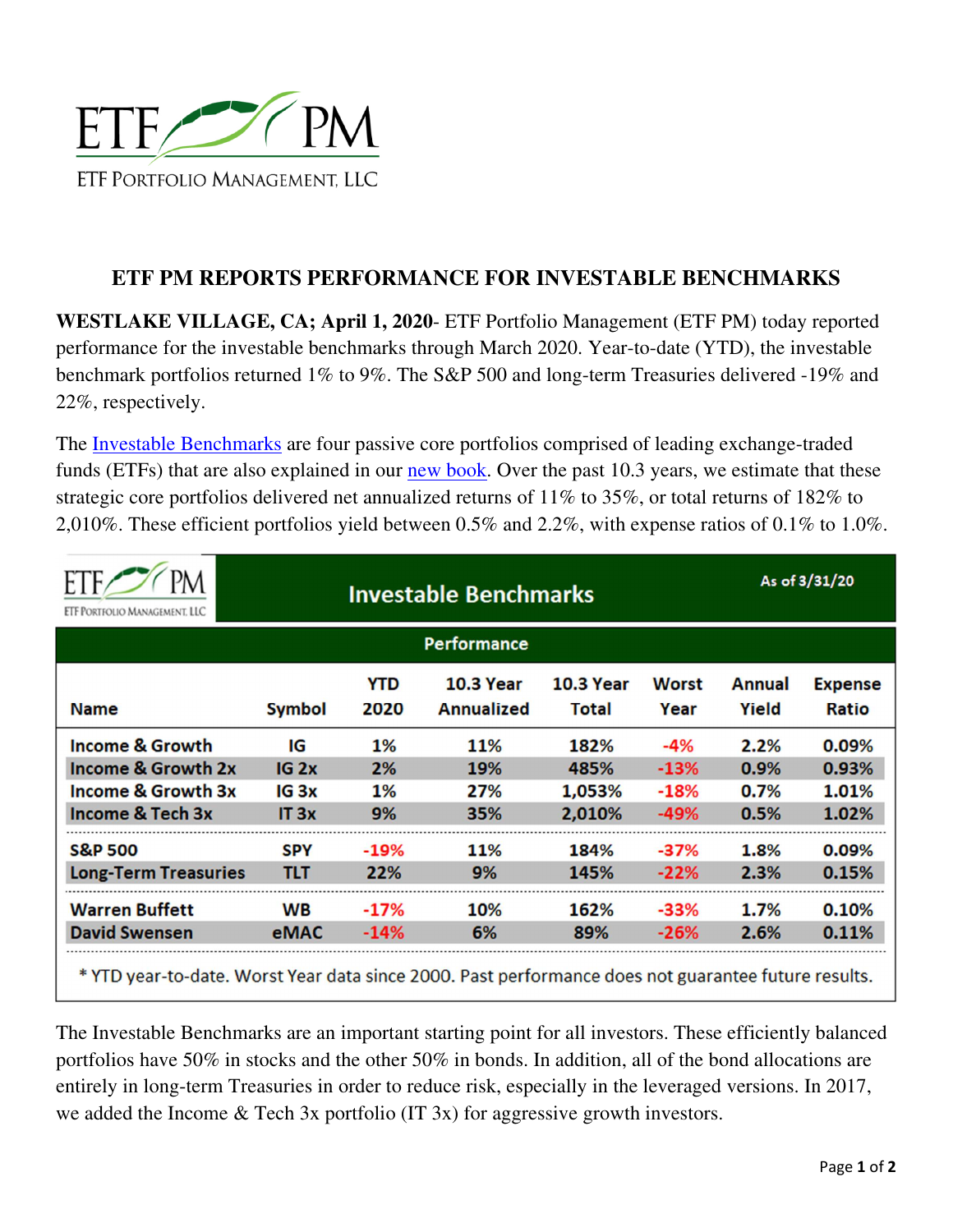ETF PM

ETF Portfolio Management, LLC

# ETF PM REPORTS PERFORMANCE FOR INVESTABLE BENCHMARKS

**WESTLAKE VILLAGE, CA; April 1, 2020**- ETF Portfolio Management (ETF PM) today reported performance for the investable benchmarks through March 2020. Year-to-date (YTD), the investable benchmark portfolios returned 1% to 9%. The S&P 500 and long-term Treasuries delivered -19% and 22%, respectively.

The Investable Benchmarks are four passive core portfolios comprised of leading exchange-traded funds (ETFs) that are also explained in our new book. Over the past 10.3 years, we estimate that these strategic core portfolios delivered net annualized returns of 11% to 35%, or total returns of 182% to 2,010%. These efficient portfolios yield between 0.5% and 2.2%, with expense ratios of 0.1% to 1.0%.

**Investable Benchmarks** — As of 3/31/20

**Performance**

| Name | Symbol | YTD 2020 | 10.3 Year Annualized | 10.3 Year Total | Worst Year | Annual Yield | Expense Ratio |
|---|---|---|---|---|---|---|---|
| Income & Growth | IG | 1% | 11% | 182% | -4% | 2.2% | 0.09% |
| Income & Growth 2x | IG 2x | 2% | 19% | 485% | -13% | 0.9% | 0.93% |
| Income & Growth 3x | IG 3x | 1% | 27% | 1,053% | -18% | 0.7% | 1.01% |
| Income & Tech 3x | IT 3x | 9% | 35% | 2,010% | -49% | 0.5% | 1.02% |
| S&P 500 | SPY | -19% | 11% | 184% | -37% | 1.8% | 0.09% |
| Long-Term Treasuries | TLT | 22% | 9% | 145% | -22% | 2.3% | 0.15% |
| Warren Buffett | WB | -17% | 10% | 162% | -33% | 1.7% | 0.10% |
| David Swensen | eMAC | -14% | 6% | 89% | -26% | 2.6% | 0.11% |

* YTD year-to-date. Worst Year data since 2000. Past performance does not guarantee future results.

The Investable Benchmarks are an important starting point for all investors. These efficiently balanced portfolios have 50% in stocks and the other 50% in bonds. In addition, all of the bond allocations are entirely in long-term Treasuries in order to reduce risk, especially in the leveraged versions. In 2017, we added the Income & Tech 3x portfolio (IT 3x) for aggressive growth investors.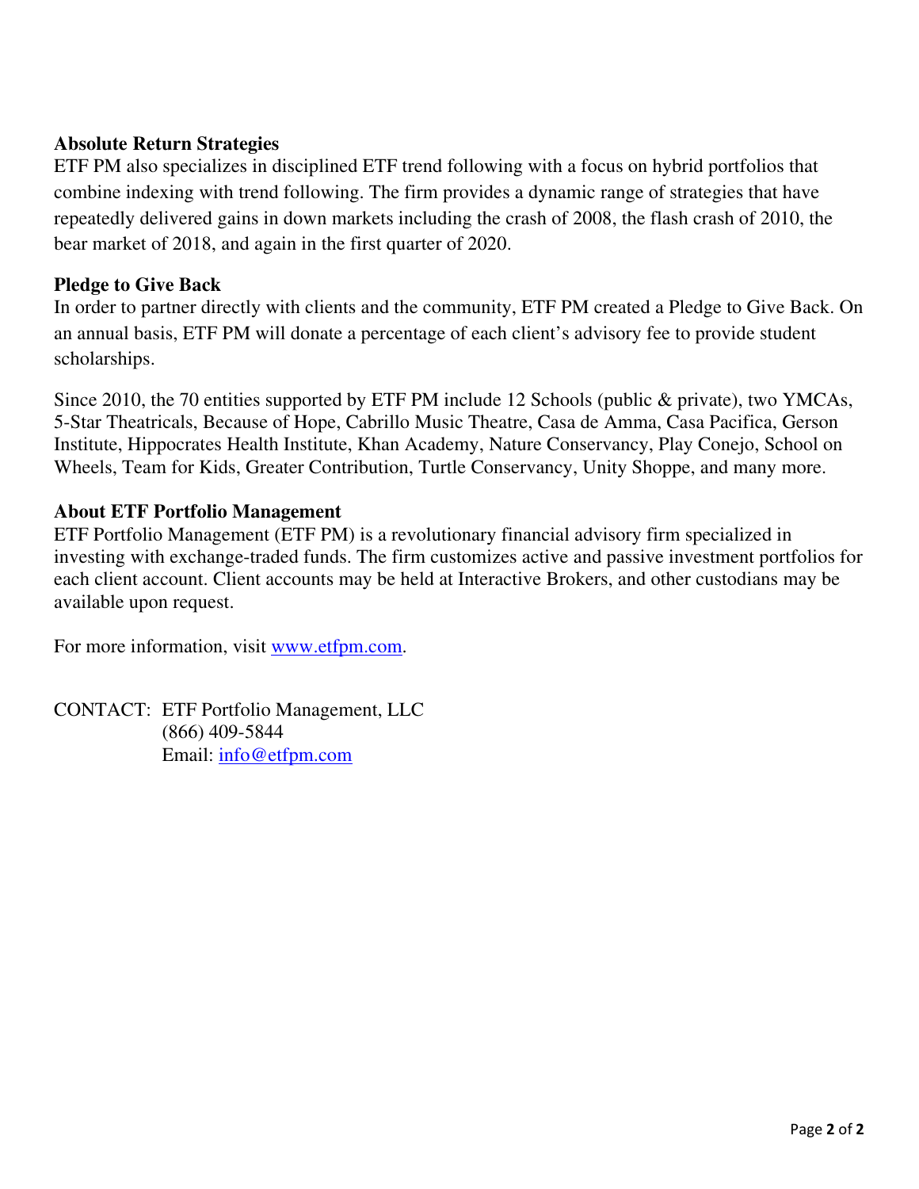**Absolute Return Strategies**

ETF PM also specializes in disciplined ETF trend following with a focus on hybrid portfolios that combine indexing with trend following. The firm provides a dynamic range of strategies that have repeatedly delivered gains in down markets including the crash of 2008, the flash crash of 2010, the bear market of 2018, and again in the first quarter of 2020.

**Pledge to Give Back**

In order to partner directly with clients and the community, ETF PM created a Pledge to Give Back. On an annual basis, ETF PM will donate a percentage of each client's advisory fee to provide student scholarships.

Since 2010, the 70 entities supported by ETF PM include 12 Schools (public & private), two YMCAs, 5-Star Theatricals, Because of Hope, Cabrillo Music Theatre, Casa de Amma, Casa Pacifica, Gerson Institute, Hippocrates Health Institute, Khan Academy, Nature Conservancy, Play Conejo, School on Wheels, Team for Kids, Greater Contribution, Turtle Conservancy, Unity Shoppe, and many more.

**About ETF Portfolio Management**

ETF Portfolio Management (ETF PM) is a revolutionary financial advisory firm specialized in investing with exchange-traded funds. The firm customizes active and passive investment portfolios for each client account. Client accounts may be held at Interactive Brokers, and other custodians may be available upon request.

For more information, visit [www.etfpm.com](http://www.etfpm.com).

CONTACT: ETF Portfolio Management, LLC
(866) 409-5844
Email: [info@etfpm.com](mailto:info@etfpm.com)